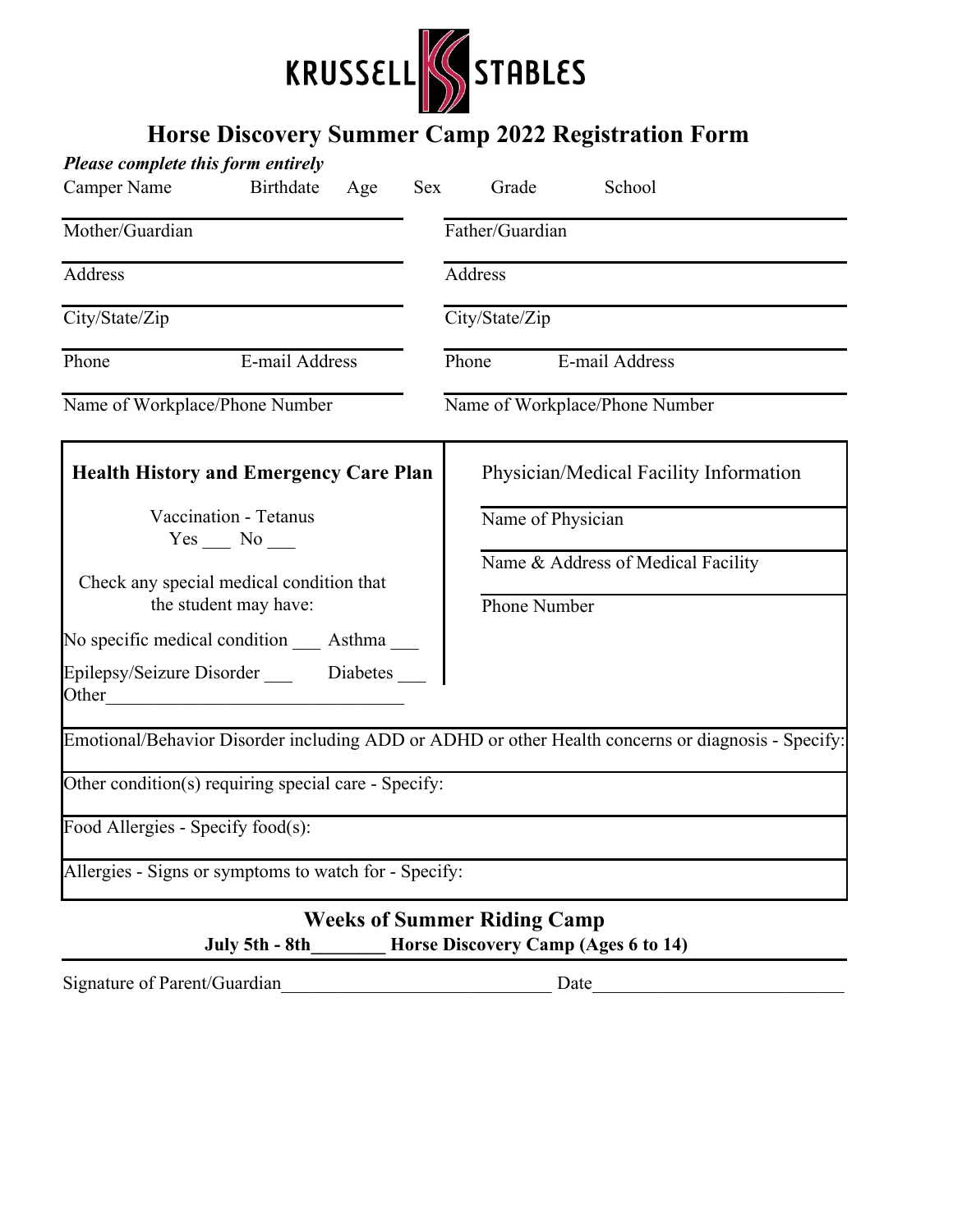KRUSSELL STABLES

# Horse Discovery Summer Camp 2022 Registration Form

***Please complete this form entirely***

Camper Name Birthdate Age Sex Grade School

| | |
|---|---|
| Mother/Guardian | Father/Guardian |
| Address | Address |
| City/State/Zip | City/State/Zip |
| Phone E-mail Address | Phone E-mail Address |
| Name of Workplace/Phone Number | Name of Workplace/Phone Number |

**Health History and Emergency Care Plan**

Vaccination - Tetanus
Yes ___ No ___

Check any special medical condition that the student may have:

No specific medical condition ___ Asthma ___

Epilepsy/Seizure Disorder ___ Diabetes ___

Other_______________________________

Physician/Medical Facility Information

Name of Physician

Name & Address of Medical Facility

Phone Number

Emotional/Behavior Disorder including ADD or ADHD or other Health concerns or diagnosis - Specify:

Other condition(s) requiring special care - Specify:

Food Allergies - Specify food(s):

Allergies - Signs or symptoms to watch for - Specify:

## Weeks of Summer Riding Camp

**July 5th - 8th________ Horse Discovery Camp (Ages 6 to 14)**

Signature of Parent/Guardian_____________________________ Date___________________________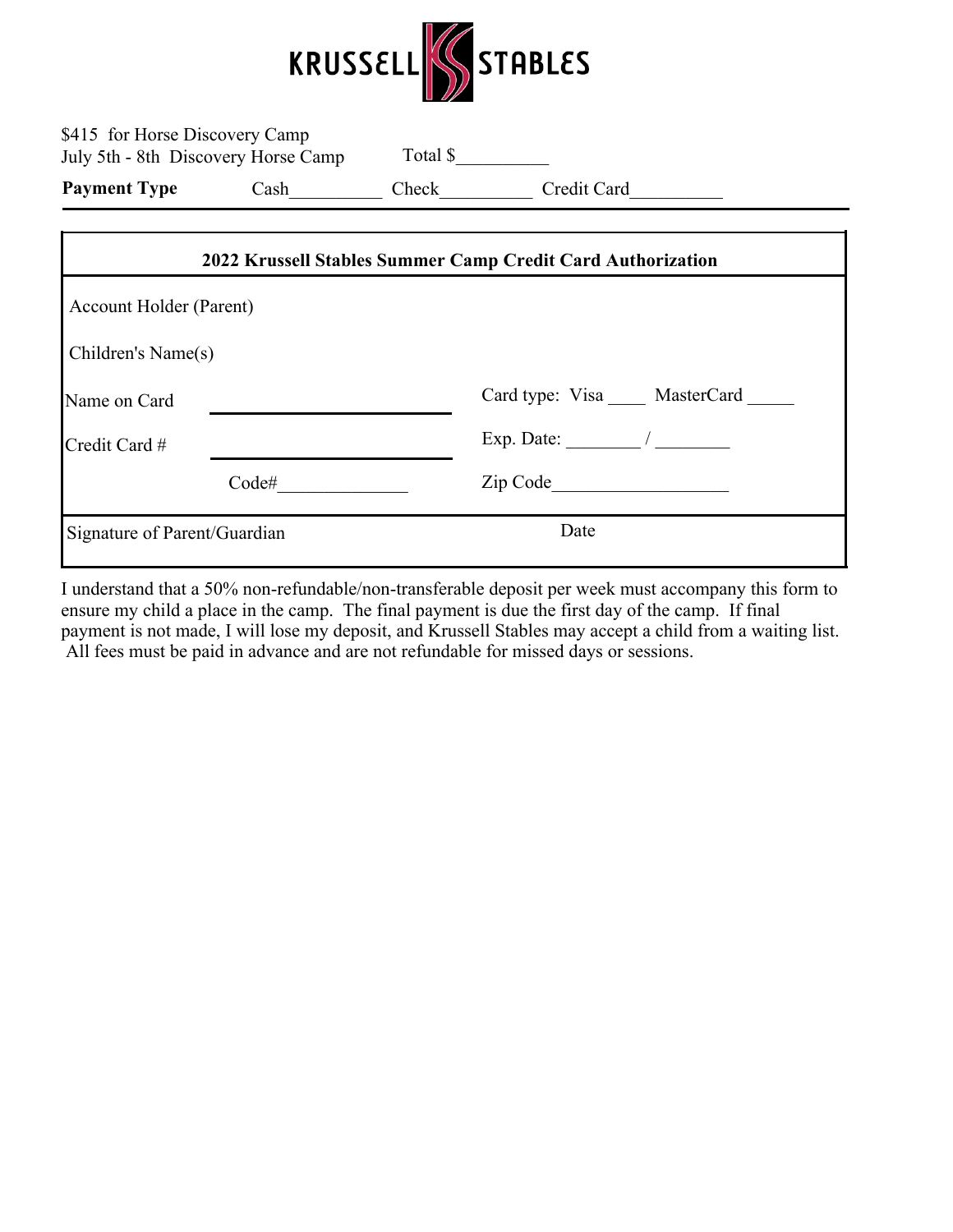KRUSSELL STABLES

$415 for Horse Discovery Camp
July 5th - 8th Discovery Horse Camp     Total $__________

**Payment Type**     Cash__________ Check__________ Credit Card__________

| **2022 Krussell Stables Summer Camp Credit Card Authorization** | | |
|---|---|---|
| Account Holder (Parent) | | |
| Children's Name(s) | | |
| Name on Card | ____________________ | Card type: Visa ____ MasterCard _____ |
| Credit Card # | ____________________ | Exp. Date: ________ / ________ |
| | Code#______________ | Zip Code___________________ |
| Signature of Parent/Guardian | | Date |

I understand that a 50% non-refundable/non-transferable deposit per week must accompany this form to ensure my child a place in the camp. The final payment is due the first day of the camp. If final payment is not made, I will lose my deposit, and Krussell Stables may accept a child from a waiting list. All fees must be paid in advance and are not refundable for missed days or sessions.